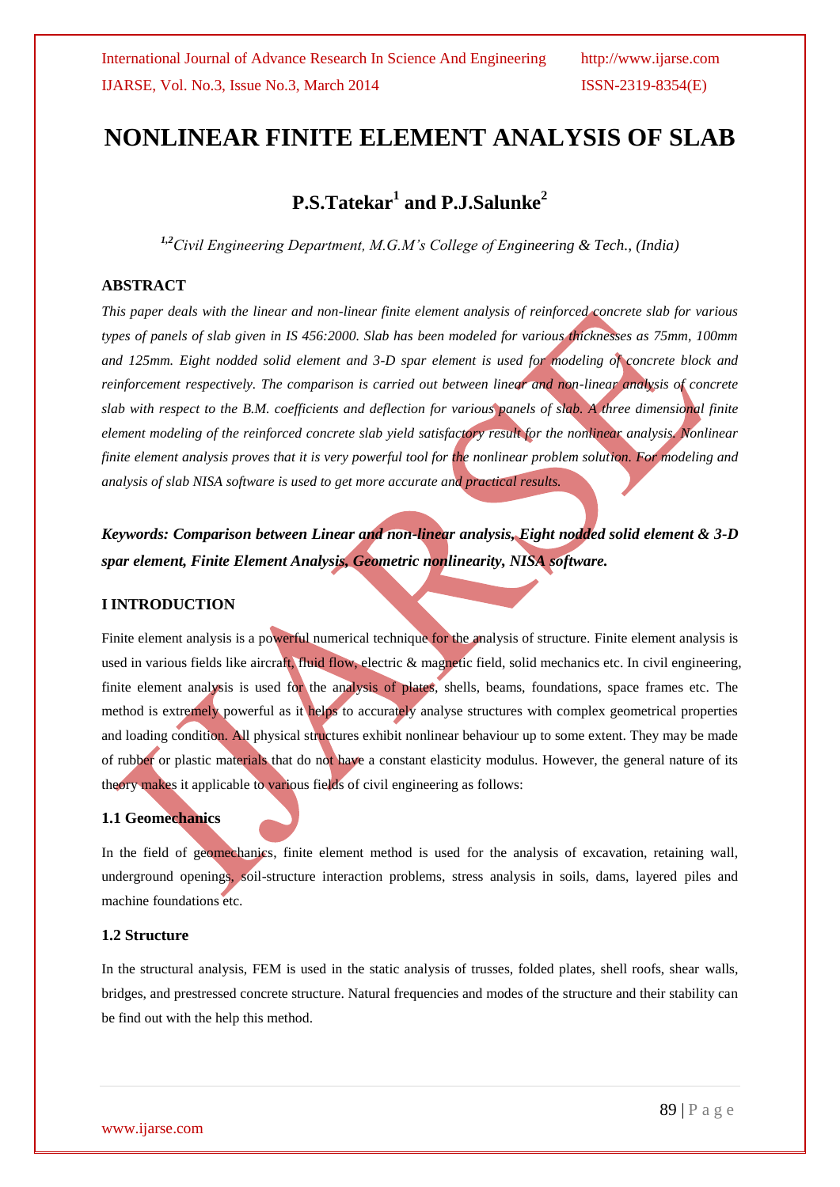# NONLINEAR FINITE ELEMENT ANALYSIS OF SLAB

## P.S.Tatekar[1] and P.J.Salunke[2]

*[1,2]Civil Engineering Department, M.G.M's College of Engineering & Tech., (India)*

### ABSTRACT

*This paper deals with the linear and non-linear finite element analysis of reinforced concrete slab for various types of panels of slab given in IS 456:2000. Slab has been modeled for various thicknesses as 75mm, 100mm and 125mm. Eight nodded solid element and 3-D spar element is used for modeling of concrete block and reinforcement respectively. The comparison is carried out between linear and non-linear analysis of concrete slab with respect to the B.M. coefficients and deflection for various panels of slab. A three dimensional finite element modeling of the reinforced concrete slab yield satisfactory result for the nonlinear analysis. Nonlinear finite element analysis proves that it is very powerful tool for the nonlinear problem solution. For modeling and analysis of slab NISA software is used to get more accurate and practical results.*

***Keywords: Comparison between Linear and non-linear analysis, Eight nodded solid element & 3-D spar element, Finite Element Analysis, Geometric nonlinearity, NISA software.***

### I INTRODUCTION

Finite element analysis is a powerful numerical technique for the analysis of structure. Finite element analysis is used in various fields like aircraft, fluid flow, electric & magnetic field, solid mechanics etc. In civil engineering, finite element analysis is used for the analysis of plates, shells, beams, foundations, space frames etc. The method is extremely powerful as it helps to accurately analyse structures with complex geometrical properties and loading condition. All physical structures exhibit nonlinear behaviour up to some extent. They may be made of rubber or plastic materials that do not have a constant elasticity modulus. However, the general nature of its theory makes it applicable to various fields of civil engineering as follows:

#### 1.1 Geomechanics

In the field of geomechanics, finite element method is used for the analysis of excavation, retaining wall, underground openings, soil-structure interaction problems, stress analysis in soils, dams, layered piles and machine foundations etc.

#### 1.2 Structure

In the structural analysis, FEM is used in the static analysis of trusses, folded plates, shell roofs, shear walls, bridges, and prestressed concrete structure. Natural frequencies and modes of the structure and their stability can be find out with the help this method.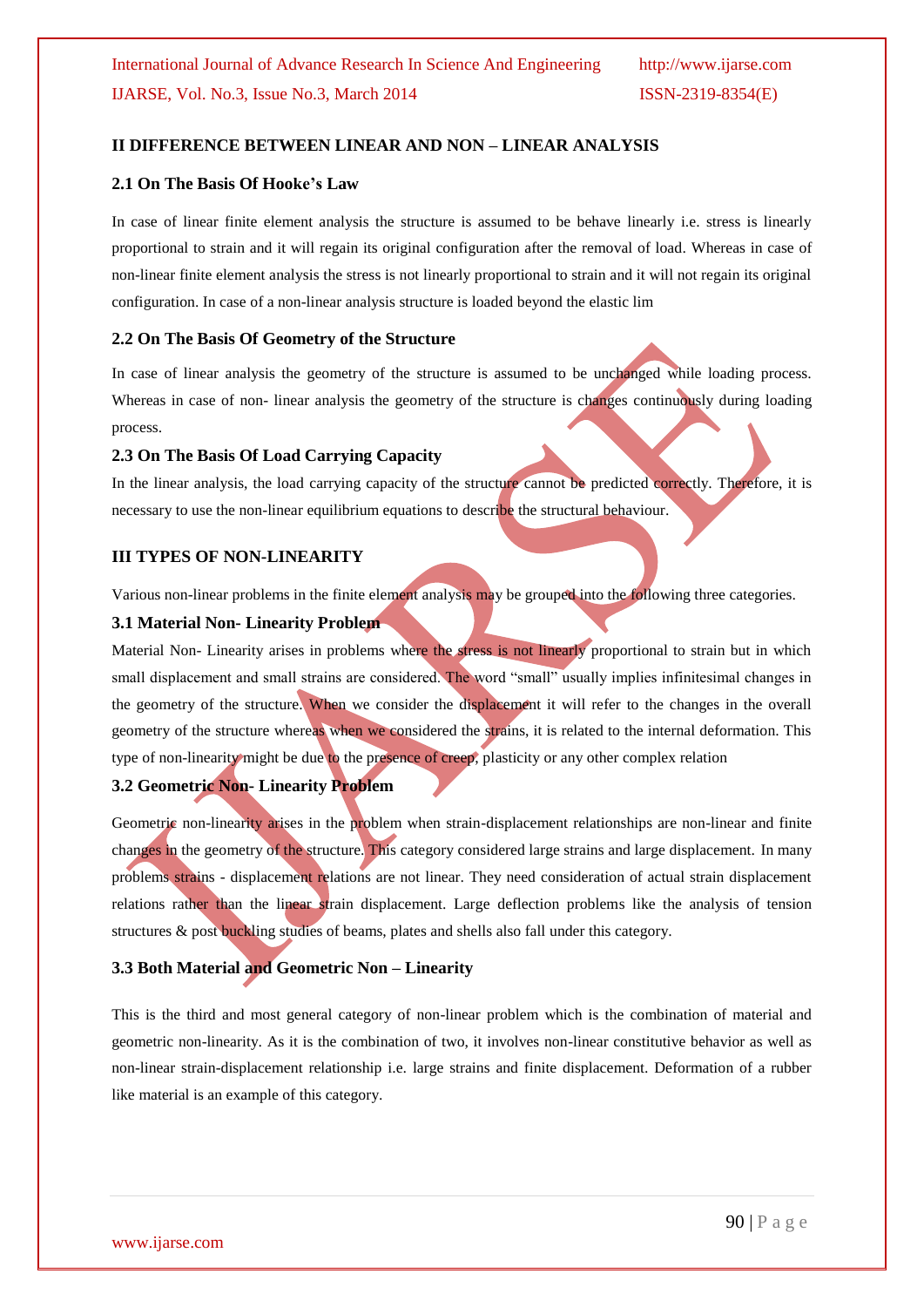## II DIFFERENCE BETWEEN LINEAR AND NON – LINEAR ANALYSIS

### 2.1 On The Basis Of Hooke's Law

In case of linear finite element analysis the structure is assumed to be behave linearly i.e. stress is linearly proportional to strain and it will regain its original configuration after the removal of load. Whereas in case of non-linear finite element analysis the stress is not linearly proportional to strain and it will not regain its original configuration. In case of a non-linear analysis structure is loaded beyond the elastic lim

### 2.2 On The Basis Of Geometry of the Structure

In case of linear analysis the geometry of the structure is assumed to be unchanged while loading process. Whereas in case of non- linear analysis the geometry of the structure is changes continuously during loading process.

### 2.3 On The Basis Of Load Carrying Capacity

In the linear analysis, the load carrying capacity of the structure cannot be predicted correctly. Therefore, it is necessary to use the non-linear equilibrium equations to describe the structural behaviour.

## III TYPES OF NON-LINEARITY

Various non-linear problems in the finite element analysis may be grouped into the following three categories.

### 3.1 Material Non- Linearity Problem

Material Non- Linearity arises in problems where the stress is not linearly proportional to strain but in which small displacement and small strains are considered. The word "small" usually implies infinitesimal changes in the geometry of the structure. When we consider the displacement it will refer to the changes in the overall geometry of the structure whereas when we considered the strains, it is related to the internal deformation. This type of non-linearity might be due to the presence of creep, plasticity or any other complex relation

### 3.2 Geometric Non- Linearity Problem

Geometric non-linearity arises in the problem when strain-displacement relationships are non-linear and finite changes in the geometry of the structure. This category considered large strains and large displacement. In many problems strains - displacement relations are not linear. They need consideration of actual strain displacement relations rather than the linear strain displacement. Large deflection problems like the analysis of tension structures & post buckling studies of beams, plates and shells also fall under this category.

### 3.3 Both Material and Geometric Non – Linearity

This is the third and most general category of non-linear problem which is the combination of material and geometric non-linearity. As it is the combination of two, it involves non-linear constitutive behavior as well as non-linear strain-displacement relationship i.e. large strains and finite displacement. Deformation of a rubber like material is an example of this category.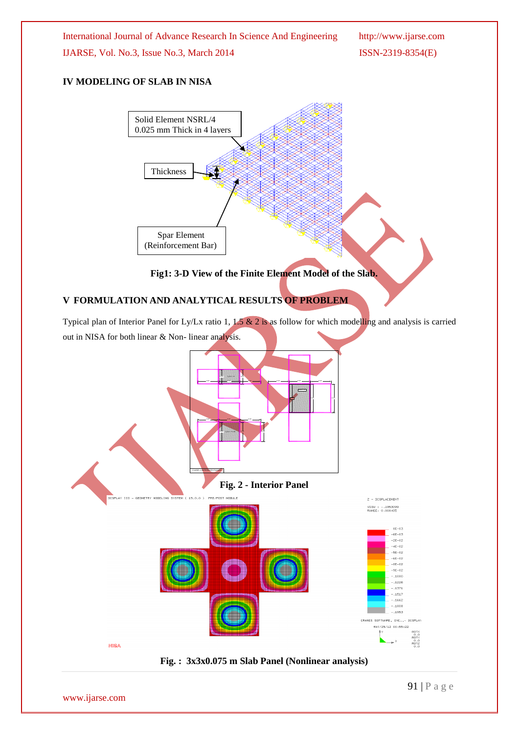## IV MODELING OF SLAB IN NISA

**Fig1: 3-D View of the Finite Element Model of the Slab.**

## V FORMULATION AND ANALYTICAL RESULTS OF PROBLEM

Typical plan of Interior Panel for Ly/Lx ratio 1, 1.5 & 2 is as follow for which modelling and analysis is carried out in NISA for both linear & Non- linear analysis.

**Fig. 2 - Interior Panel**

**Fig. : 3x3x0.075 m Slab Panel (Nonlinear analysis)**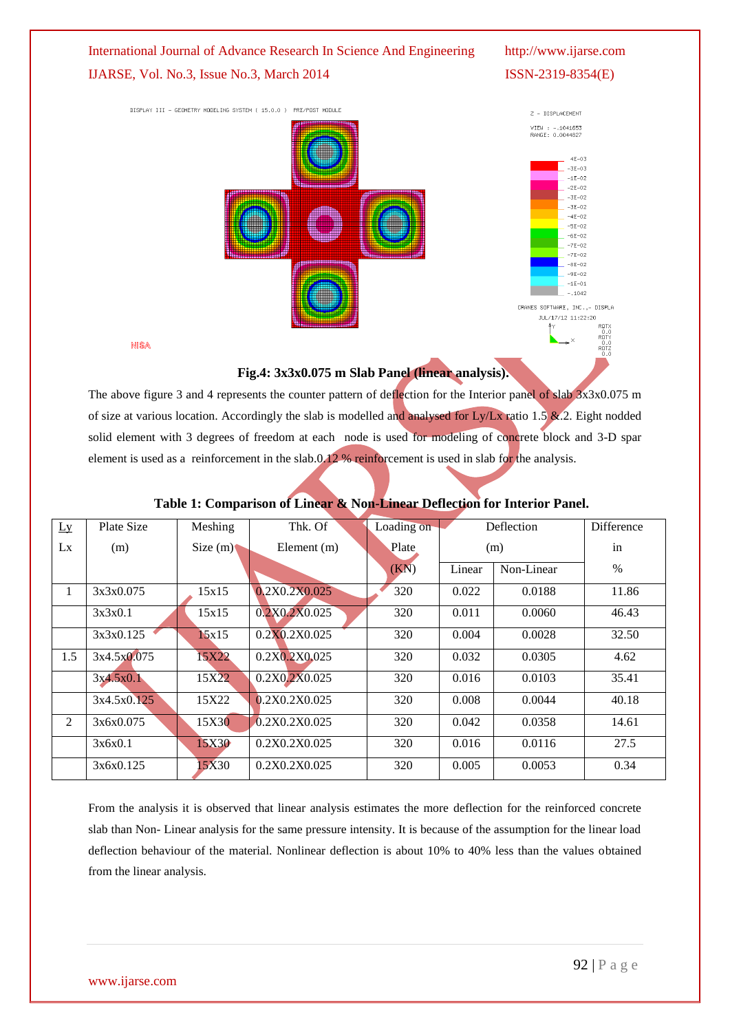**Fig.4: 3x3x0.075 m Slab Panel (linear analysis).**

The above figure 3 and 4 represents the counter pattern of deflection for the Interior panel of slab 3x3x0.075 m of size at various location. Accordingly the slab is modelled and analysed for Ly/Lx ratio 1.5 &.2. Eight nodded solid element with 3 degrees of freedom at each node is used for modeling of concrete block and 3-D spar element is used as a reinforcement in the slab.0.12 % reinforcement is used in slab for the analysis.

**Table 1: Comparison of Linear & Non-Linear Deflection for Interior Panel.**

| Ly Lx | Plate Size (m) | Meshing Size (m) | Thk. Of Element (m) | Loading on Plate (KN) | Deflection (m) | | Difference in % |
|---|---|---|---|---|---|---|---|
| | | | | | Linear | Non-Linear | |
| 1 | 3x3x0.075 | 15x15 | 0.2X0.2X0.025 | 320 | 0.022 | 0.0188 | 11.86 |
| | 3x3x0.1 | 15x15 | 0.2X0.2X0.025 | 320 | 0.011 | 0.0060 | 46.43 |
| | 3x3x0.125 | 15x15 | 0.2X0.2X0.025 | 320 | 0.004 | 0.0028 | 32.50 |
| 1.5 | 3x4.5x0.075 | 15X22 | 0.2X0.2X0.025 | 320 | 0.032 | 0.0305 | 4.62 |
| | 3x4.5x0.1 | 15X22 | 0.2X0.2X0.025 | 320 | 0.016 | 0.0103 | 35.41 |
| | 3x4.5x0.125 | 15X22 | 0.2X0.2X0.025 | 320 | 0.008 | 0.0044 | 40.18 |
| 2 | 3x6x0.075 | 15X30 | 0.2X0.2X0.025 | 320 | 0.042 | 0.0358 | 14.61 |
| | 3x6x0.1 | 15X30 | 0.2X0.2X0.025 | 320 | 0.016 | 0.0116 | 27.5 |
| | 3x6x0.125 | 15X30 | 0.2X0.2X0.025 | 320 | 0.005 | 0.0053 | 0.34 |

From the analysis it is observed that linear analysis estimates the more deflection for the reinforced concrete slab than Non- Linear analysis for the same pressure intensity. It is because of the assumption for the linear load deflection behaviour of the material. Nonlinear deflection is about 10% to 40% less than the values obtained from the linear analysis.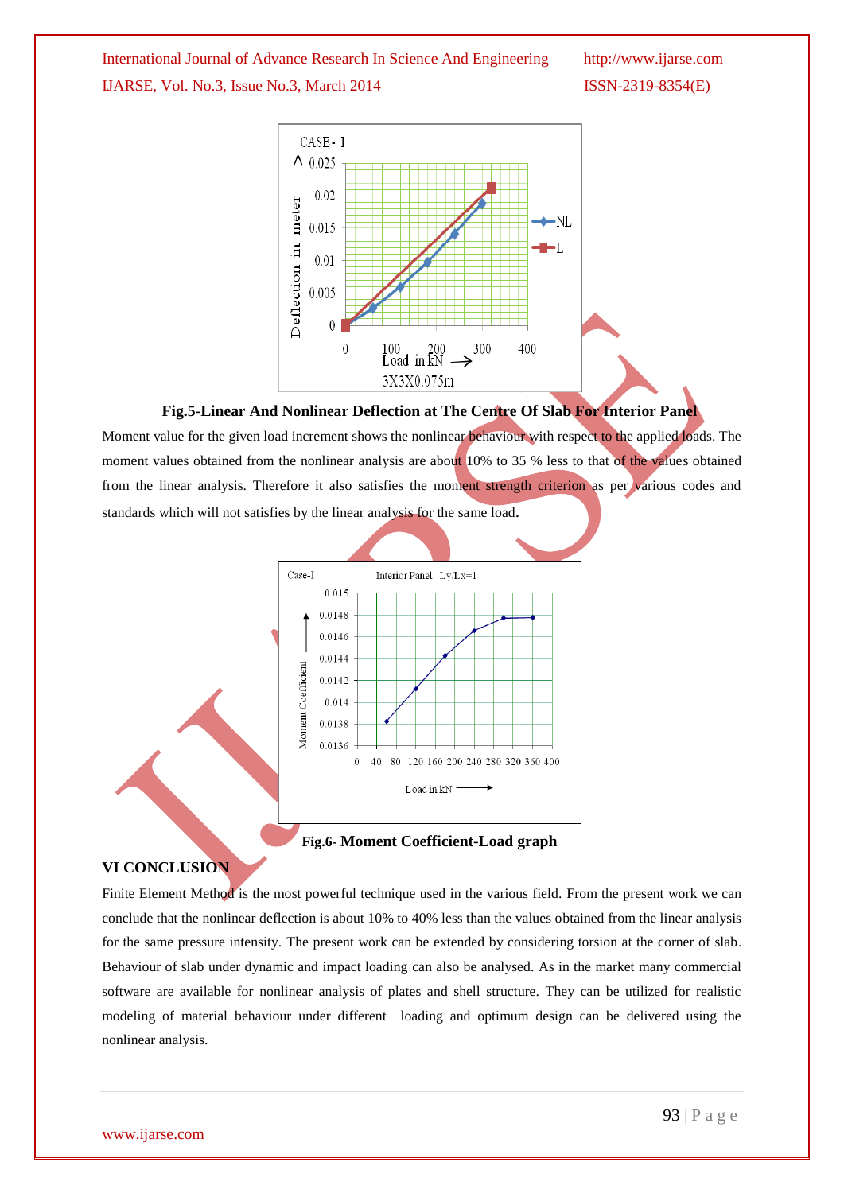**Fig.5-Linear And Nonlinear Deflection at The Centre Of Slab For Interior Panel**

Moment value for the given load increment shows the nonlinear behaviour with respect to the applied loads. The moment values obtained from the nonlinear analysis are about 10% to 35 % less to that of the values obtained from the linear analysis. Therefore it also satisfies the moment strength criterion as per various codes and standards which will not satisfies by the linear analysis for the same load.

**Fig.6- Moment Coefficient-Load graph**

## VI CONCLUSION

Finite Element Method is the most powerful technique used in the various field. From the present work we can conclude that the nonlinear deflection is about 10% to 40% less than the values obtained from the linear analysis for the same pressure intensity. The present work can be extended by considering torsion at the corner of slab. Behaviour of slab under dynamic and impact loading can also be analysed. As in the market many commercial software are available for nonlinear analysis of plates and shell structure. They can be utilized for realistic modeling of material behaviour under different loading and optimum design can be delivered using the nonlinear analysis.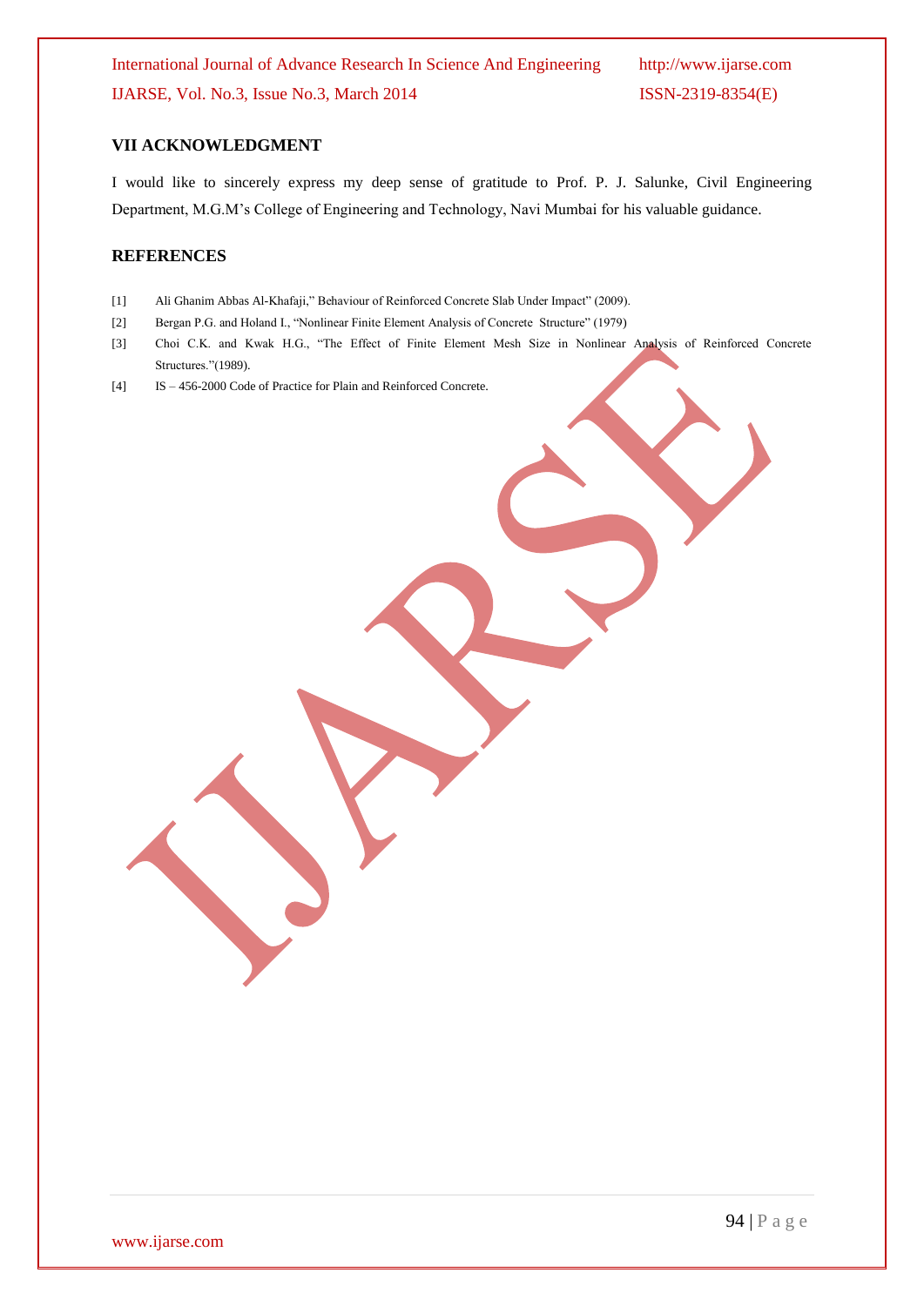## VII ACKNOWLEDGMENT

I would like to sincerely express my deep sense of gratitude to Prof. P. J. Salunke, Civil Engineering Department, M.G.M's College of Engineering and Technology, Navi Mumbai for his valuable guidance.

## REFERENCES

[1] Ali Ghanim Abbas Al-Khafaji," Behaviour of Reinforced Concrete Slab Under Impact" (2009).

[2] Bergan P.G. and Holand I., "Nonlinear Finite Element Analysis of Concrete Structure" (1979)

[3] Choi C.K. and Kwak H.G., "The Effect of Finite Element Mesh Size in Nonlinear Analysis of Reinforced Concrete Structures."(1989).

[4] IS – 456-2000 Code of Practice for Plain and Reinforced Concrete.